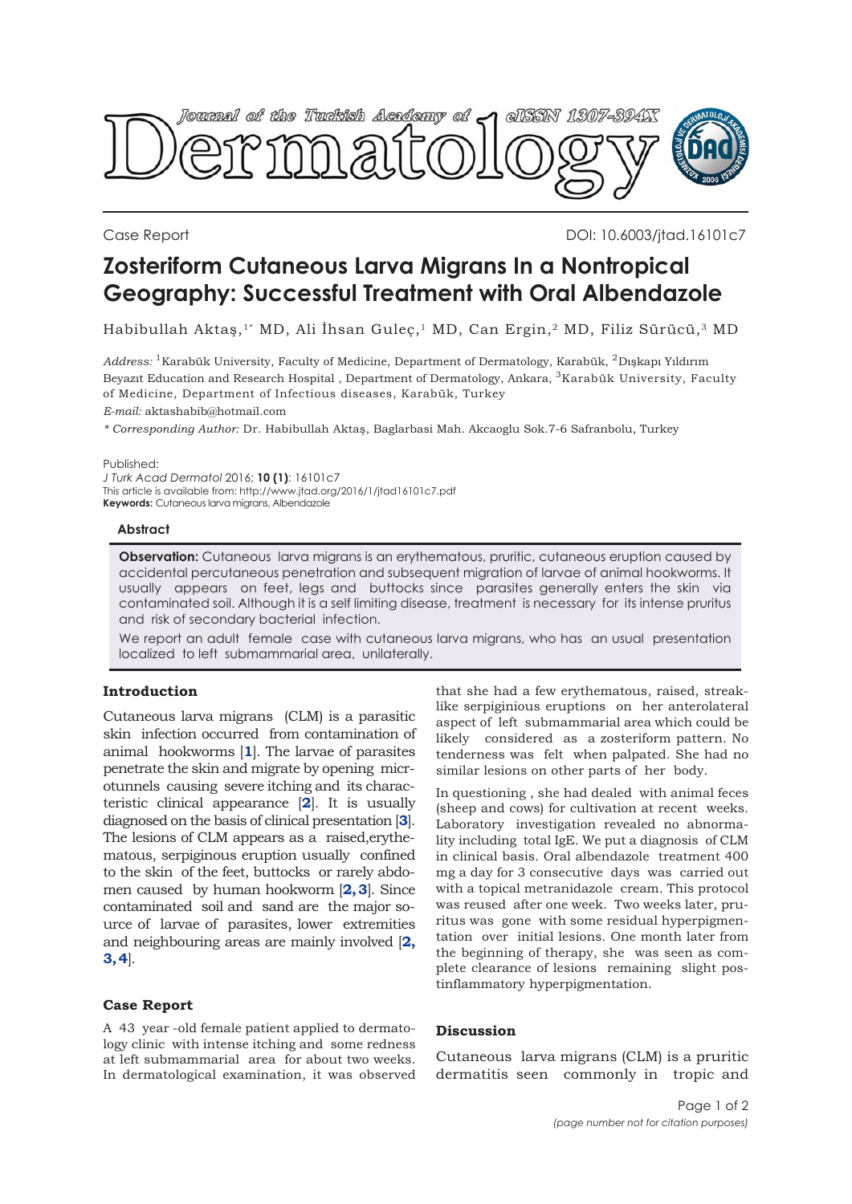Case Report

DOI: 10.6003/jtad.16101c7

# Zosteriform Cutaneous Larva Migrans In a Nontropical Geography: Successful Treatment with Oral Albendazole

Habibullah Aktaş,[1*] MD, Ali İhsan Guleç,[1] MD, Can Ergin,[2] MD, Filiz Sürücü,[3] MD

*Address:* [1]Karabük University, Faculty of Medicine, Department of Dermatology, Karabük, [2]Dışkapı Yıldırım Beyazıt Education and Research Hospital , Department of Dermatology, Ankara, [3]Karabük University, Faculty of Medicine, Department of Infectious diseases, Karabük, Turkey

*E-mail:* aktashabib@hotmail.com

*\* Corresponding Author:* Dr. Habibullah Aktaş, Baglarbasi Mah. Akcaoglu Sok.7-6 Safranbolu, Turkey

Published:
*J Turk Acad Dermatol* 2016; **10 (1)**: 16101c7
This article is available from: http://www.jtad.org/2016/1/jtad16101c7.pdf
**Keywords:** Cutaneous larva migrans, Albendazole

### Abstract

**Observation:** Cutaneous larva migrans is an erythematous, pruritic, cutaneous eruption caused by accidental percutaneous penetration and subsequent migration of larvae of animal hookworms. It usually appears on feet, legs and buttocks since parasites generally enters the skin via contaminated soil. Although it is a self limiting disease, treatment is necessary for its intense pruritus and risk of secondary bacterial infection.

We report an adult female case with cutaneous larva migrans, who has an usual presentation localized to left submammarial area, unilaterally.

## Introduction

Cutaneous larva migrans (CLM) is a parasitic skin infection occurred from contamination of animal hookworms [1]. The larvae of parasites penetrate the skin and migrate by opening microtunnels causing severe itching and its characteristic clinical appearance [2]. It is usually diagnosed on the basis of clinical presentation [3]. The lesions of CLM appears as a raised,erythematous, serpiginous eruption usually confined to the skin of the feet, buttocks or rarely abdomen caused by human hookworm [2, 3]. Since contaminated soil and sand are the major source of larvae of parasites, lower extremities and neighbouring areas are mainly involved [2, 3, 4].

## Case Report

A 43 year -old female patient applied to dermatology clinic with intense itching and some redness at left submammarial area for about two weeks. In dermatological examination, it was observed that she had a few erythematous, raised, streak-like serpiginious eruptions on her anterolateral aspect of left submammarial area which could be likely considered as a zosteriform pattern. No tenderness was felt when palpated. She had no similar lesions on other parts of her body.

In questioning , she had dealed with animal feces (sheep and cows) for cultivation at recent weeks. Laboratory investigation revealed no abnormality including total IgE. We put a diagnosis of CLM in clinical basis. Oral albendazole treatment 400 mg a day for 3 consecutive days was carried out with a topical metranidazole cream. This protocol was reused after one week. Two weeks later, pruritus was gone with some residual hyperpigmentation over initial lesions. One month later from the beginning of therapy, she was seen as complete clearance of lesions remaining slight postinflammatory hyperpigmentation.

## Discussion

Cutaneous larva migrans (CLM) is a pruritic dermatitis seen commonly in tropic and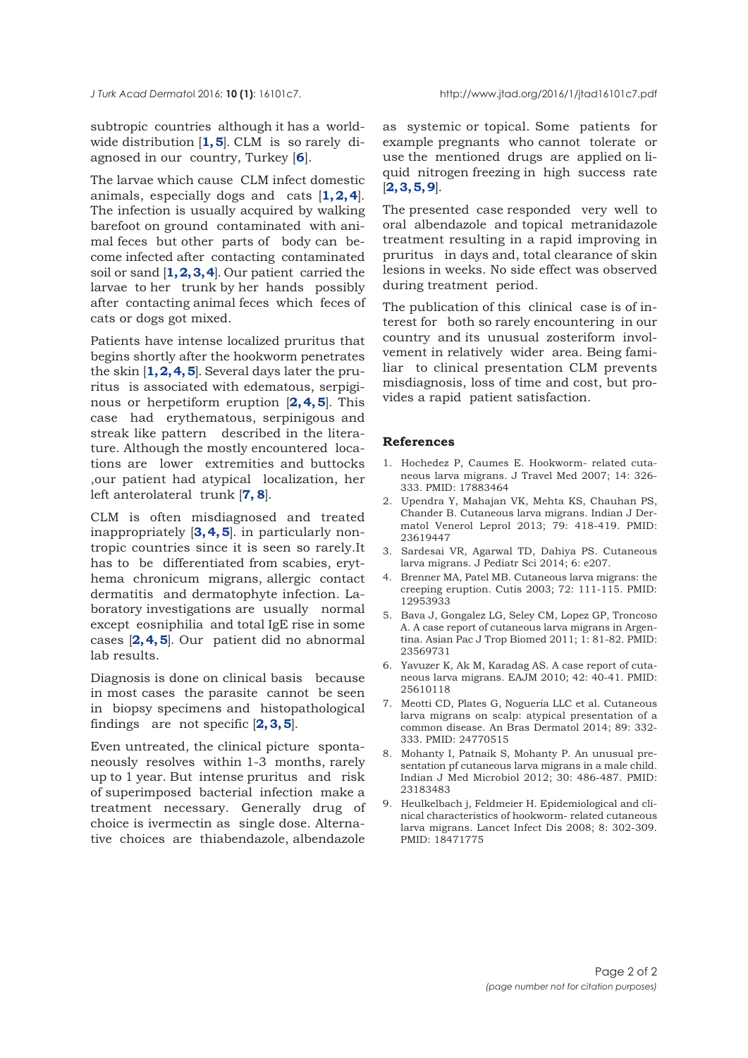subtropic countries although it has a worldwide distribution [1, 5]. CLM is so rarely diagnosed in our country, Turkey [6].

The larvae which cause CLM infect domestic animals, especially dogs and cats [1, 2, 4]. The infection is usually acquired by walking barefoot on ground contaminated with animal feces but other parts of body can become infected after contacting contaminated soil or sand [1, 2, 3, 4]. Our patient carried the larvae to her trunk by her hands possibly after contacting animal feces which feces of cats or dogs got mixed.

Patients have intense localized pruritus that begins shortly after the hookworm penetrates the skin [1, 2, 4, 5]. Several days later the pruritus is associated with edematous, serpiginous or herpetiform eruption [2, 4, 5]. This case had erythematous, serpinigous and streak like pattern described in the literature. Although the mostly encountered locations are lower extremities and buttocks ,our patient had atypical localization, her left anterolateral trunk [7, 8].

CLM is often misdiagnosed and treated inappropriately [3, 4, 5]. in particularly non-tropic countries since it is seen so rarely.It has to be differentiated from scabies, erythema chronicum migrans, allergic contact dermatitis and dermatophyte infection. Laboratory investigations are usually normal except eosniphilia and total IgE rise in some cases [2, 4, 5]. Our patient did no abnormal lab results.

Diagnosis is done on clinical basis because in most cases the parasite cannot be seen in biopsy specimens and histopathological findings are not specific [2, 3, 5].

Even untreated, the clinical picture spontaneously resolves within 1-3 months, rarely up to 1 year. But intense pruritus and risk of superimposed bacterial infection make a treatment necessary. Generally drug of choice is ivermectin as single dose. Alternative choices are thiabendazole, albendazole as systemic or topical. Some patients for example pregnants who cannot tolerate or use the mentioned drugs are applied on liquid nitrogen freezing in high success rate [2, 3, 5, 9].

The presented case responded very well to oral albendazole and topical metranidazole treatment resulting in a rapid improving in pruritus in days and, total clearance of skin lesions in weeks. No side effect was observed during treatment period.

The publication of this clinical case is of interest for both so rarely encountering in our country and its unusual zosteriform involvement in relatively wider area. Being familiar to clinical presentation CLM prevents misdiagnosis, loss of time and cost, but provides a rapid patient satisfaction.

## References

1. Hochedez P, Caumes E. Hookworm- related cutaneous larva migrans. J Travel Med 2007; 14: 326-333. PMID: 17883464
2. Upendra Y, Mahajan VK, Mehta KS, Chauhan PS, Chander B. Cutaneous larva migrans. Indian J Dermatol Venerol Leprol 2013; 79: 418-419. PMID: 23619447
3. Sardesai VR, Agarwal TD, Dahiya PS. Cutaneous larva migrans. J Pediatr Sci 2014; 6: e207.
4. Brenner MA, Patel MB. Cutaneous larva migrans: the creeping eruption. Cutis 2003; 72: 111-115. PMID: 12953933
5. Bava J, Gongalez LG, Seley CM, Lopez GP, Troncoso A. A case report of cutaneous larva migrans in Argentina. Asian Pac J Trop Biomed 2011; 1: 81-82. PMID: 23569731
6. Yavuzer K, Ak M, Karadag AS. A case report of cutaneous larva migrans. EAJM 2010; 42: 40-41. PMID: 25610118
7. Meotti CD, Plates G, Nogueria LLC et al. Cutaneous larva migrans on scalp: atypical presentation of a common disease. An Bras Dermatol 2014; 89: 332-333. PMID: 24770515
8. Mohanty I, Patnaik S, Mohanty P. An unusual presentation pf cutaneous larva migrans in a male child. Indian J Med Microbiol 2012; 30: 486-487. PMID: 23183483
9. Heulkelbach j, Feldmeier H. Epidemiological and clinical characteristics of hookworm- related cutaneous larva migrans. Lancet Infect Dis 2008; 8: 302-309. PMID: 18471775